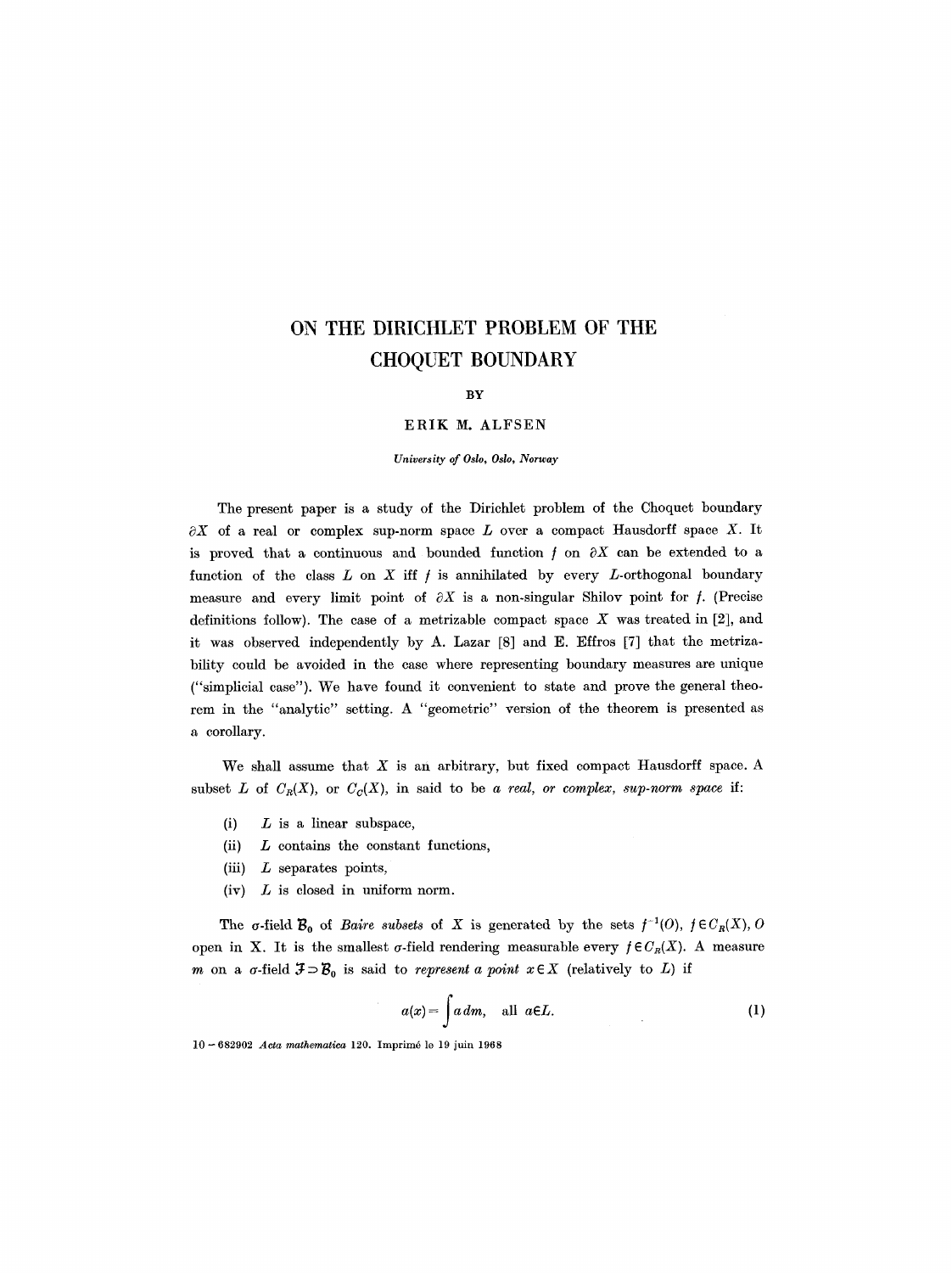# ON THE DIRICHLET PROBLEM OF THE CHOQUET BOUNDARY

BY

ERIK M. ALFSEN

*University of Oslo, Oslo, Norway*

The present paper is a study of the Dirichlet problem of the Choquet boundary $\partial X$ of a real or complex sup-norm space $L$ over a compact Hausdorff space $X$. It is proved that a continuous and bounded function $f$ on $\partial X$ can be extended to a function of the class $L$ on $X$ iff $f$ is annihilated by every $L$-orthogonal boundary measure and every limit point of $\partial X$ is a non-singular Shilov point for $f$. (Precise definitions follow). The case of a metrizable compact space $X$ was treated in [2], and it was observed independently by A. Lazar [8] and E. Effros [7] that the metrizability could be avoided in the case where representing boundary measures are unique ("simplicial case"). We have found it convenient to state and prove the general theorem in the "analytic" setting. A "geometric" version of the theorem is presented as a corollary.

We shall assume that $X$ is an arbitrary, but fixed compact Hausdorff space. A subset $L$ of $C_R(X)$, or $C_C(X)$, in said to be *a real, or complex, sup-norm space* if:

(i) $L$ is a linear subspace,

(ii) $L$ contains the constant functions,

(iii) $L$ separates points,

(iv) $L$ is closed in uniform norm.

The $\sigma$-field $\mathcal{B}_0$ of *Baire subsets* of $X$ is generated by the sets $f^{-1}(O)$, $f \in C_R(X)$, $O$ open in X. It is the smallest $\sigma$-field rendering measurable every $f \in C_R(X)$. A measure $m$ on a $\sigma$-field $\mathcal{F} \supset \mathcal{B}_0$ is said to *represent a point* $x \in X$ (relatively to $L$) if

$$a(x) = \int a\, dm, \quad \text{all } a \in L. \tag{1}$$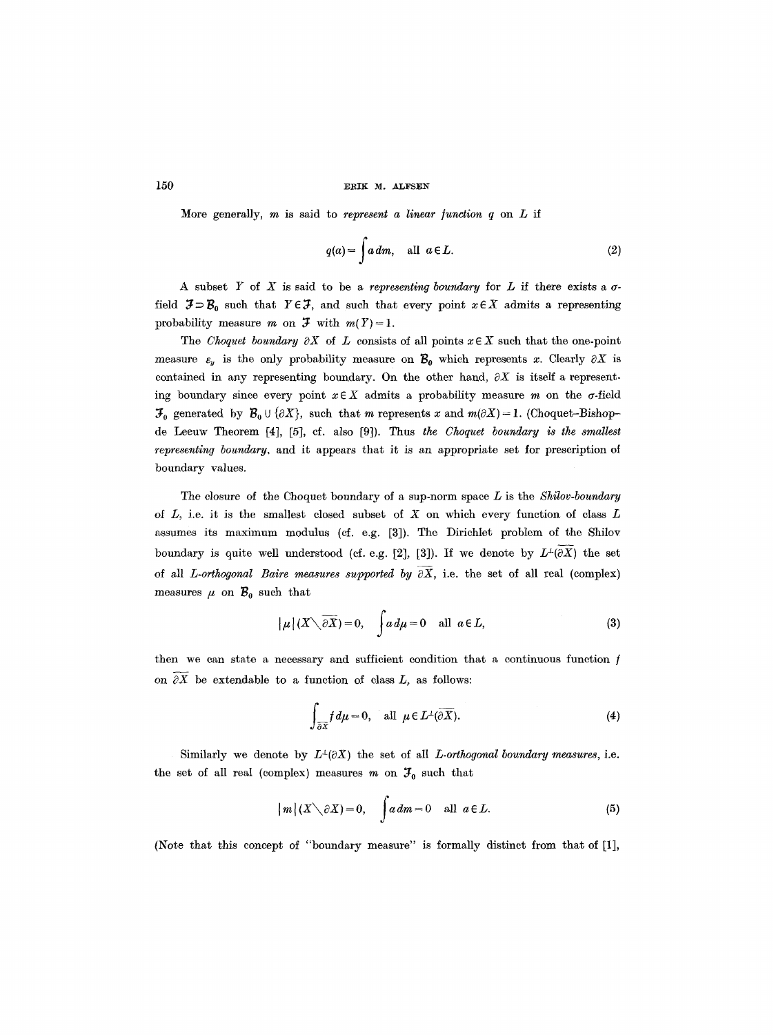More generally, $m$ is said to *represent a linear function* $q$ on $L$ if

$$q(a) = \int a\, dm, \quad \text{all } a \in L. \tag{2}$$

A subset $Y$ of $X$ is said to be a *representing boundary* for $L$ if there exists a $\sigma$-field $\mathcal{F} \supset \mathcal{B}_0$ such that $Y \in \mathcal{F}$, and such that every point $x \in X$ admits a representing probability measure $m$ on $\mathcal{F}$ with $m(Y) = 1$.

The *Choquet boundary* $\partial X$ of $L$ consists of all points $x \in X$ such that the one-point measure $\varepsilon_x$ is the only probability measure on $\mathcal{B}_0$ which represents $x$. Clearly $\partial X$ is contained in any representing boundary. On the other hand, $\partial X$ is itself a representing boundary since every point $x \in X$ admits a probability measure $m$ on the $\sigma$-field $\mathcal{F}_0$ generated by $\mathcal{B}_0 \cup \{\partial X\}$, such that $m$ represents $x$ and $m(\partial X) = 1$. (Choquet–Bishop–de Leeuw Theorem [4], [5], cf. also [9]). Thus *the Choquet boundary is the smallest representing boundary*, and it appears that it is an appropriate set for prescription of boundary values.

The closure of the Choquet boundary of a sup-norm space $L$ is the *Shilov-boundary* of $L$, i.e. it is the smallest closed subset of $X$ on which every function of class $L$ assumes its maximum modulus (cf. e.g. [3]). The Dirichlet problem of the Shilov boundary is quite well understood (cf. e.g. [2], [3]). If we denote by $L^\perp(\overline{\partial X})$ the set of all *L-orthogonal Baire measures supported by* $\overline{\partial X}$, i.e. the set of all real (complex) measures $\mu$ on $\mathcal{B}_0$ such that

$$|\mu|(X \setminus \overline{\partial X}) = 0, \quad \int a\, d\mu = 0 \quad \text{all } a \in L, \tag{3}$$

then we can state a necessary and sufficient condition that a continuous function $f$ on $\overline{\partial X}$ be extendable to a function of class $L$, as follows:

$$\int_{\overline{\partial X}} f\, d\mu = 0, \quad \text{all } \mu \in L^\perp(\overline{\partial X}). \tag{4}$$

Similarly we denote by $L^\perp(\partial X)$ the set of all *L-orthogonal boundary measures*, i.e. the set of all real (complex) measures $m$ on $\mathcal{F}_0$ such that

$$|m|(X \setminus \partial X) = 0, \quad \int a\, dm = 0 \quad \text{all } a \in L. \tag{5}$$

(Note that this concept of "boundary measure" is formally distinct from that of [1],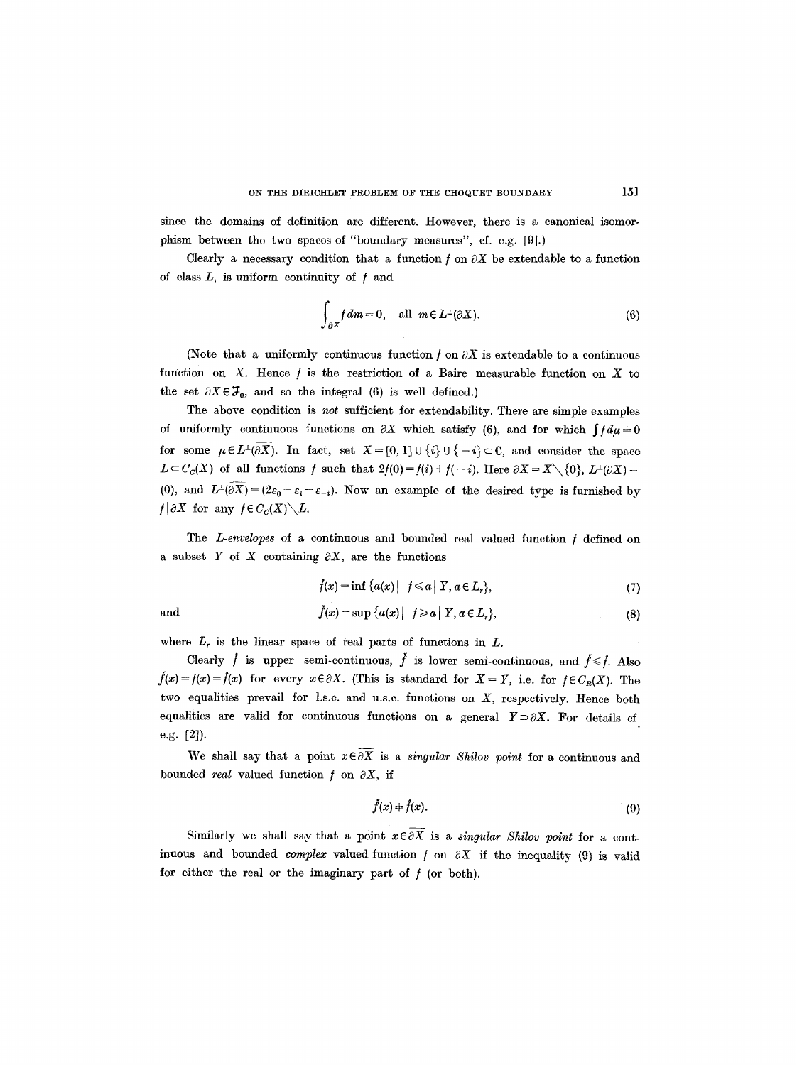since the domains of definition are different. However, there is a canonical isomorphism between the two spaces of "boundary measures", cf. e.g. [9].)

Clearly a necessary condition that a function $f$ on $\partial X$ be extendable to a function of class $L$, is uniform continuity of $f$ and

$$\int_{\partial X} f\,dm = 0, \quad \text{all } m \in L^{\perp}(\partial X). \tag{6}$$

(Note that a uniformly continuous function $f$ on $\partial X$ is extendable to a continuous function on $X$. Hence $f$ is the restriction of a Baire measurable function on $X$ to the set $\partial X \in \mathfrak{F}_0$, and so the integral (6) is well defined.)

The above condition is *not* sufficient for extendability. There are simple examples of uniformly continuous functions on $\partial X$ which satisfy (6), and for which $\int f\,d\mu \neq 0$ for some $\mu \in L^{\perp}(\overline{\partial X})$. In fact, set $X = [0,1] \cup \{i\} \cup \{-i\} \subset \mathbf{C}$, and consider the space $L \subset C_C(X)$ of all functions $f$ such that $2f(0) = f(i) + f(-i)$. Here $\partial X = X \setminus \{0\}$, $L^{\perp}(\partial X) = (0)$, and $L^{\perp}(\overline{\partial X}) = (2\varepsilon_0 - \varepsilon_i - \varepsilon_{-i})$. Now an example of the desired type is furnished by $f \mid \partial X$ for any $f \in C_C(X) \setminus L$.

The *L-envelopes* of a continuous and bounded real valued function $f$ defined on a subset $Y$ of $X$ containing $\partial X$, are the functions

$$\hat{f}(x) = \inf \{a(x) \mid f \leqslant a \mid Y, a \in L_r\}, \tag{7}$$

and

$$\check{f}(x) = \sup \{a(x) \mid f \geqslant a \mid Y, a \in L_r\}, \tag{8}$$

where $L_r$ is the linear space of real parts of functions in $L$.

Clearly $\hat{f}$ is upper semi-continuous, $\check{f}$ is lower semi-continuous, and $\check{f} \leqslant \hat{f}$. Also $\check{f}(x) = f(x) = \hat{f}(x)$ for every $x \in \partial X$. (This is standard for $X = Y$, i.e. for $f \in C_R(X)$. The two equalities prevail for l.s.c. and u.s.c. functions on $X$, respectively. Hence both equalities are valid for continuous functions on a general $Y \supset \partial X$. For details cf e.g. [2]).

We shall say that a point $x \in \overline{\partial X}$ is a *singular Shilov point* for a continuous and bounded *real* valued function $f$ on $\partial X$, if

$$\check{f}(x) \neq \hat{f}(x). \tag{9}$$

Similarly we shall say that a point $x \in \overline{\partial X}$ is a *singular Shilov point* for a continuous and bounded *complex* valued function $f$ on $\partial X$ if the inequality (9) is valid for either the real or the imaginary part of $f$ (or both).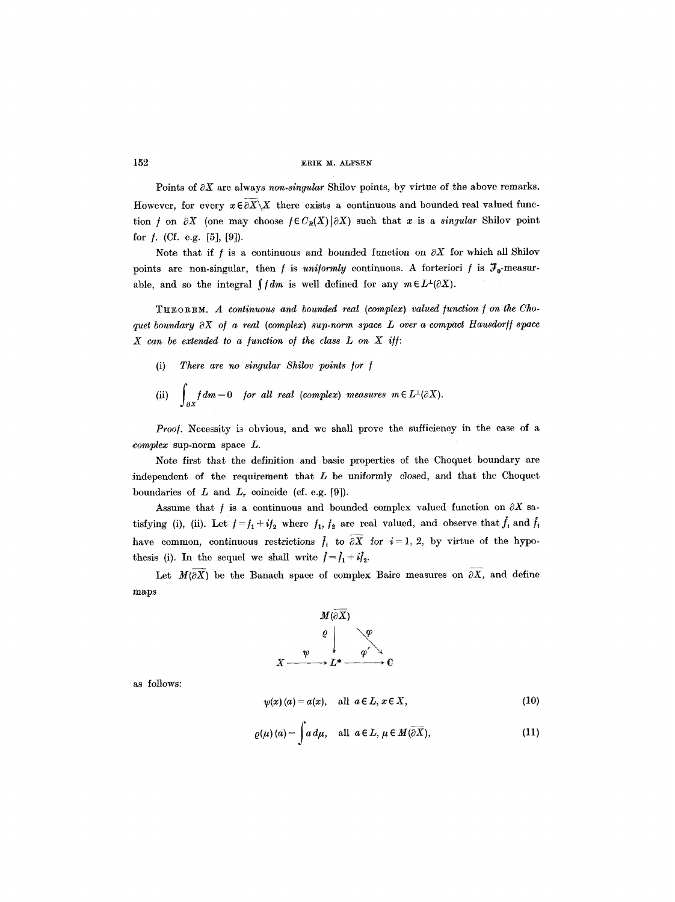Points of $\partial X$ are always *non-singular* Shilov points, by virtue of the above remarks. However, for every $x \in \overline{\partial X} \setminus X$ there exists a continuous and bounded real valued function $f$ on $\partial X$ (one may choose $f \in C_R(X) | \partial X$) such that $x$ is a *singular* Shilov point for $f$. (Cf. e.g. [5], [9]).

Note that if $f$ is a continuous and bounded function on $\partial X$ for which all Shilov points are non-singular, then $f$ is *uniformly* continuous. A forteriori $f$ is $\mathcal{F}_0$-measurable, and so the integral $\int f\,dm$ is well defined for any $m \in L^{\perp}(\partial X)$.

THEOREM. *A continuous and bounded real (complex) valued function $f$ on the Choquet boundary $\partial X$ of a real (complex) sup-norm space $L$ over a compact Hausdorff space $X$ can be extended to a function of the class $L$ on $X$ iff:*

(i) *There are no singular Shilov points for $f$*

(ii) $\displaystyle\int_{\partial X} f\,dm = 0$ *for all real (complex) measures $m \in L^{\perp}(\partial X)$.*

*Proof.* Necessity is obvious, and we shall prove the sufficiency in the case of a *complex* sup-norm space $L$.

Note first that the definition and basic properties of the Choquet boundary are independent of the requirement that $L$ be uniformly closed, and that the Choquet boundaries of $L$ and $L_r$ coincide (cf. e.g. [9]).

Assume that $f$ is a continuous and bounded complex valued function on $\partial X$ satisfying (i), (ii). Let $f = f_1 + if_2$ where $f_1$, $f_2$ are real valued, and observe that $\check{f}_i$ and $\hat{f}_i$ have common, continuous restrictions $\bar{f}_i$ to $\overline{\partial X}$ for $i = 1, 2$, by virtue of the hypothesis (i). In the sequel we shall write $\bar{f} = \bar{f}_1 + i\bar{f}_2$.

Let $M(\overline{\partial X})$ be the Banach space of complex Baire measures on $\overline{\partial X}$, and define maps

$$
\begin{array}{ccccc}
 & & M(\overline{\partial X}) & & \\
 & & \varrho \downarrow & \searrow \varphi & \\
X & \xrightarrow{\ \psi\ } & L^* & \xrightarrow{\ \varphi'\ } & \mathbf{C}
\end{array}
$$

as follows:

$$
\psi(x)(a) = a(x), \quad \text{all } a \in L, x \in X, \tag{10}
$$

$$
\varrho(\mu)(a) = \int a\,d\mu, \quad \text{all } a \in L, \mu \in M(\overline{\partial X}), \tag{11}
$$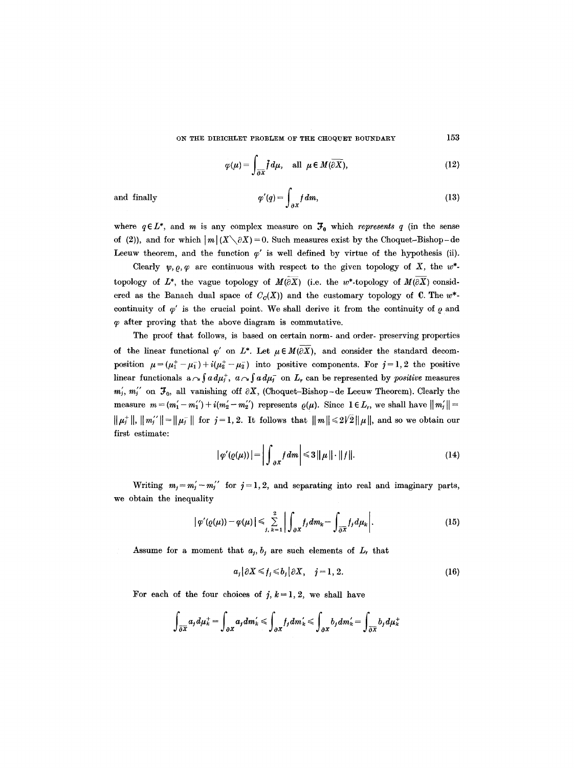$$\varphi(\mu) = \int_{\overline{\partial X}} \tilde{f}\, d\mu, \quad \text{all } \mu \in M(\overline{\partial X}), \tag{12}$$

and finally

$$\varphi'(q) = \int_{\partial X} f\, dm, \tag{13}$$

where $q \in L^*$, and $m$ is any complex measure on $\mathfrak{F}_0$ which *represents* $q$ (in the sense of (2)), and for which $|m|(X \setminus \partial X) = 0$. Such measures exist by the Choquet–Bishop–de Leeuw theorem, and the function $\varphi'$ is well defined by virtue of the hypothesis (ii).

Clearly $\psi, \varrho, \varphi$ are continuous with respect to the given topology of $X$, the $w^*$-topology of $L^*$, the vague topology of $M(\overline{\partial X})$ (i.e. the $w^*$-topology of $M(\overline{\partial X})$ considered as the Banach dual space of $C_C(X)$) and the customary topology of $\mathbf{C}$. The $w^*$-continuity of $\varphi'$ is the crucial point. We shall derive it from the continuity of $\varrho$ and $\varphi$ after proving that the above diagram is commutative.

The proof that follows, is based on certain norm- and order- preserving properties of the linear functional $\varphi'$ on $L^*$. Let $\mu \in M(\overline{\partial X})$, and consider the standard decomposition $\mu = (\mu_1^+ - \mu_1^-) + i(\mu_2^+ - \mu_2^-)$ into positive components. For $j = 1, 2$ the positive linear functionals $a \sim \int a\, d\mu_j^+$, $a \sim \int a\, d\mu_j^-$ on $L_r$ can be represented by *positive* measures $m_j', m_j''$ on $\mathfrak{F}_0$, all vanishing off $\partial X$, (Choquet–Bishop–de Leeuw Theorem). Clearly the measure $m = (m_1' - m_1'') + i(m_2' - m_2'')$ represents $\varrho(\mu)$. Since $1 \in L_r$, we shall have $\|m_j'\| = \|\mu_j^+\|$, $\|m_j''\| = \|\mu_j^-\|$ for $j = 1, 2$. It follows that $\|m\| \leqslant 2\sqrt{2}\|\mu\|$, and so we obtain our first estimate:

$$|\varphi'(\varrho(\mu))| = \left| \int_{\partial X} f\, dm \right| \leqslant 3\|\mu\| \cdot \|f\|. \tag{14}$$

Writing $m_j = m_j' - m_j''$ for $j = 1, 2$, and separating into real and imaginary parts, we obtain the inequality

$$|\varphi'(\varrho(\mu)) - \varphi(\mu)| \leqslant \sum_{j,k=1}^{2} \left| \int_{\partial X} f_j\, dm_k - \int_{\overline{\partial X}} f_j\, d\mu_k \right|. \tag{15}$$

Assume for a moment that $a_j, b_j$ are such elements of $L_r$ that

$$a_j | \partial X \leqslant f_j \leqslant b_j | \partial X, \quad j = 1, 2. \tag{16}$$

For each of the four choices of $j, k = 1, 2$, we shall have

$$\int_{\overline{\partial X}} a_j\, d\mu_k^+ = \int_{\partial X} a_j\, dm_k' \leqslant \int_{\partial X} f_j\, dm_k' \leqslant \int_{\partial X} b_j\, dm_k' = \int_{\overline{\partial X}} b_j\, d\mu_k^+$$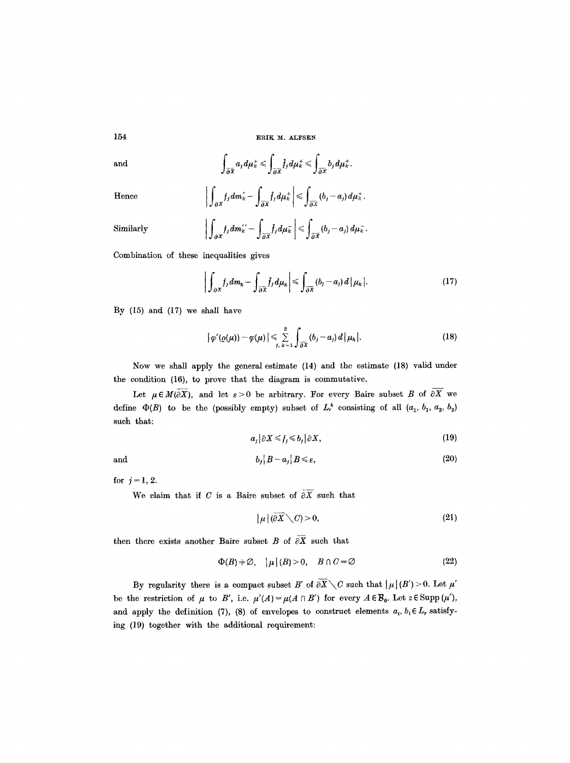and

$$\int_{\overline{\partial X}} a_j \, d\mu_k^+ \leqslant \int_{\overline{\partial X}} \bar{f}_j \, d\mu_k^+ \leqslant \int_{\overline{\partial X}} b_j \, d\mu_k^+.$$

Hence

$$\left| \int_{\partial X} f_j \, dm_k' - \int_{\overline{\partial X}} \bar{f}_j \, d\mu_k^+ \right| \leqslant \int_{\overline{\partial X}} (b_j - a_j) \, d\mu_k^+.$$

Similarly

$$\left| \int_{\partial X} f_j \, dm_k'' - \int_{\overline{\partial X}} \bar{f}_j \, d\mu_k^- \right| \leqslant \int_{\overline{\partial X}} (b_j - a_j) \, d\mu_k^-.$$

Combination of these inequalities gives

$$\left| \int_{\partial X} f_j \, dm_k - \int_{\overline{\partial X}} \bar{f}_j \, d\mu_k \right| \leqslant \int_{\overline{\partial X}} (b_j - a_j) \, d|\mu_k|. \tag{17}$$

By (15) and (17) we shall have

$$|\varphi'(\varrho(\mu)) - \varphi(\mu)| \leqslant \sum_{j,\,k=1}^{2} \int_{\overline{\partial X}} (b_j - a_j) \, d|\mu_k|. \tag{18}$$

Now we shall apply the general estimate (14) and the estimate (18) valid under the condition (16), to prove that the diagram is commutative.

Let $\mu \in M(\overline{\partial X})$, and let $\varepsilon > 0$ be arbitrary. For every Baire subset $B$ of $\overline{\partial X}$ we define $\Phi(B)$ to be the (possibly empty) subset of $L_r^4$ consisting of all $(a_1, b_1, a_2, b_2)$ such that:

$$a_j | \partial X \leqslant f_j \leqslant b_j | \partial X, \tag{19}$$

and

$$b_j | B - a_j | B \leqslant \varepsilon, \tag{20}$$

for $j = 1, 2$.

We claim that if $C$ is a Baire subset of $\overline{\partial X}$ such that

$$|\mu|(\overline{\partial X} \setminus C) > 0, \tag{21}$$

then there exists another Baire subset $B$ of $\overline{\partial X}$ such that

$$\Phi(B) \neq \varnothing, \quad |\mu|(B) > 0, \quad B \cap C = \varnothing \tag{22}$$

By regularity there is a compact subset $B'$ of $\overline{\partial X} \setminus C$ such that $|\mu|(B') > 0$. Let $\mu'$ be the restriction of $\mu$ to $B'$, i.e. $\mu'(A) = \mu(A \cap B')$ for every $A \in \mathcal{B}_0$. Let $z \in \operatorname{Supp}(\mu')$, and apply the definition (7), (8) of envelopes to construct elements $a_i, b_i \in L_r$ satisfying (19) together with the additional requirement: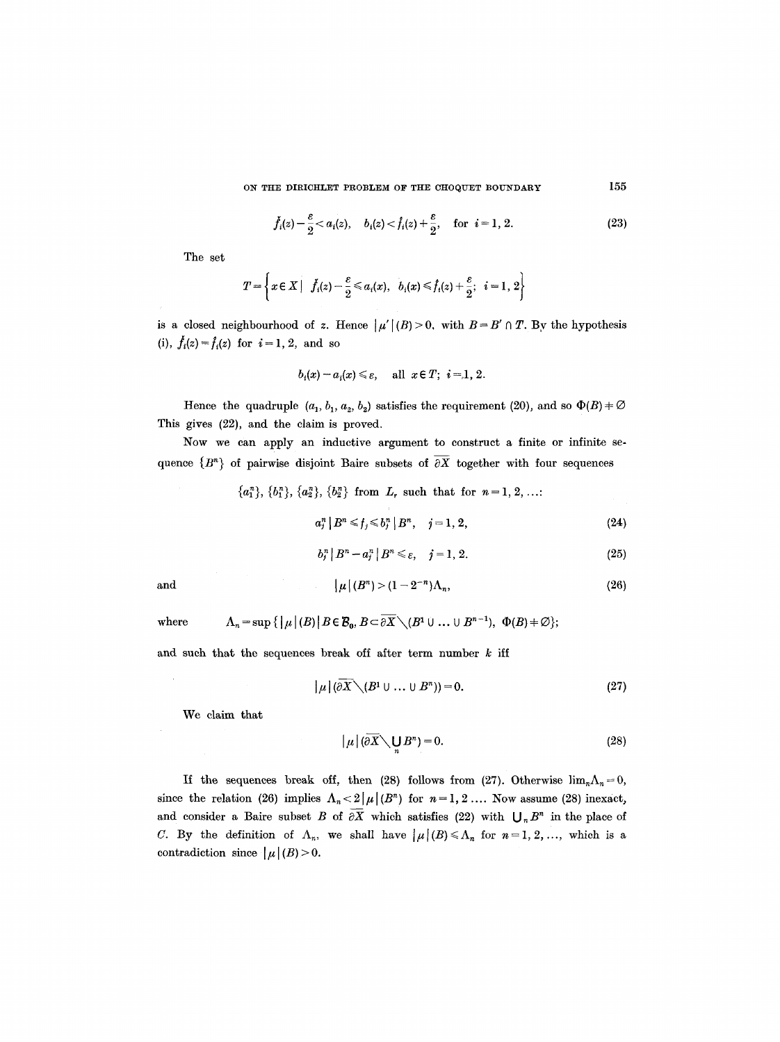$$\check{f}_i(z) - \frac{\varepsilon}{2} < a_i(z), \quad b_i(z) < \hat{f}_i(z) + \frac{\varepsilon}{2}, \quad \text{for } i = 1, 2. \tag{23}$$

The set

$$T = \left\{ x \in X \mid \check{f}_i(z) - \frac{\varepsilon}{2} \leqslant a_i(x), \ b_i(x) \leqslant \hat{f}_i(z) + \frac{\varepsilon}{2}; \ i = 1, 2 \right\}$$

is a closed neighbourhood of $z$. Hence $|\mu'|(B) > 0$, with $B = B' \cap T$. By the hypothesis (i), $\check{f}_i(z) = \hat{f}_i(z)$ for $i = 1, 2$, and so

$$b_i(x) - a_i(x) \leqslant \varepsilon, \quad \text{all } x \in T; \ i = 1, 2.$$

Hence the quadruple $(a_1, b_1, a_2, b_2)$ satisfies the requirement (20), and so $\Phi(B) \neq \varnothing$ This gives (22), and the claim is proved.

Now we can apply an inductive argument to construct a finite or infinite sequence $\{B^n\}$ of pairwise disjoint Baire subsets of $\overline{\partial X}$ together with four sequences

$$\{a_1^n\}, \{b_1^n\}, \{a_2^n\}, \{b_2^n\} \text{ from } L_r \text{ such that for } n = 1, 2, \ldots:$$

$$a_j^n \mid B^n \leqslant f_j \leqslant b_j^n \mid B^n, \quad j = 1, 2, \tag{24}$$

$$b_j^n \mid B^n - a_j^n \mid B^n \leqslant \varepsilon, \quad j = 1, 2. \tag{25}$$

and

$$|\mu|(B^n) > (1 - 2^{-n})\Lambda_n, \tag{26}$$

where $\Lambda_n = \sup \{ |\mu|(B) \mid B \in \mathcal{B}_0, B \subset \overline{\partial X} \setminus (B^1 \cup \ldots \cup B^{n-1}), \ \Phi(B) \neq \varnothing \}$;

and such that the sequences break off after term number $k$ iff

$$|\mu|(\overline{\partial X} \setminus (B^1 \cup \ldots \cup B^n)) = 0. \tag{27}$$

We claim that

$$|\mu|(\overline{\partial X} \setminus \bigcup_n B^n) = 0. \tag{28}$$

If the sequences break off, then (28) follows from (27). Otherwise $\lim_n \Lambda_n = 0$, since the relation (26) implies $\Lambda_n < 2|\mu|(B^n)$ for $n = 1, 2, \ldots$. Now assume (28) inexact, and consider a Baire subset $B$ of $\overline{\partial X}$ which satisfies (22) with $\bigcup_n B^n$ in the place of $C$. By the definition of $\Lambda_n$, we shall have $|\mu|(B) \leqslant \Lambda_n$ for $n = 1, 2, \ldots$, which is a contradiction since $|\mu|(B) > 0$.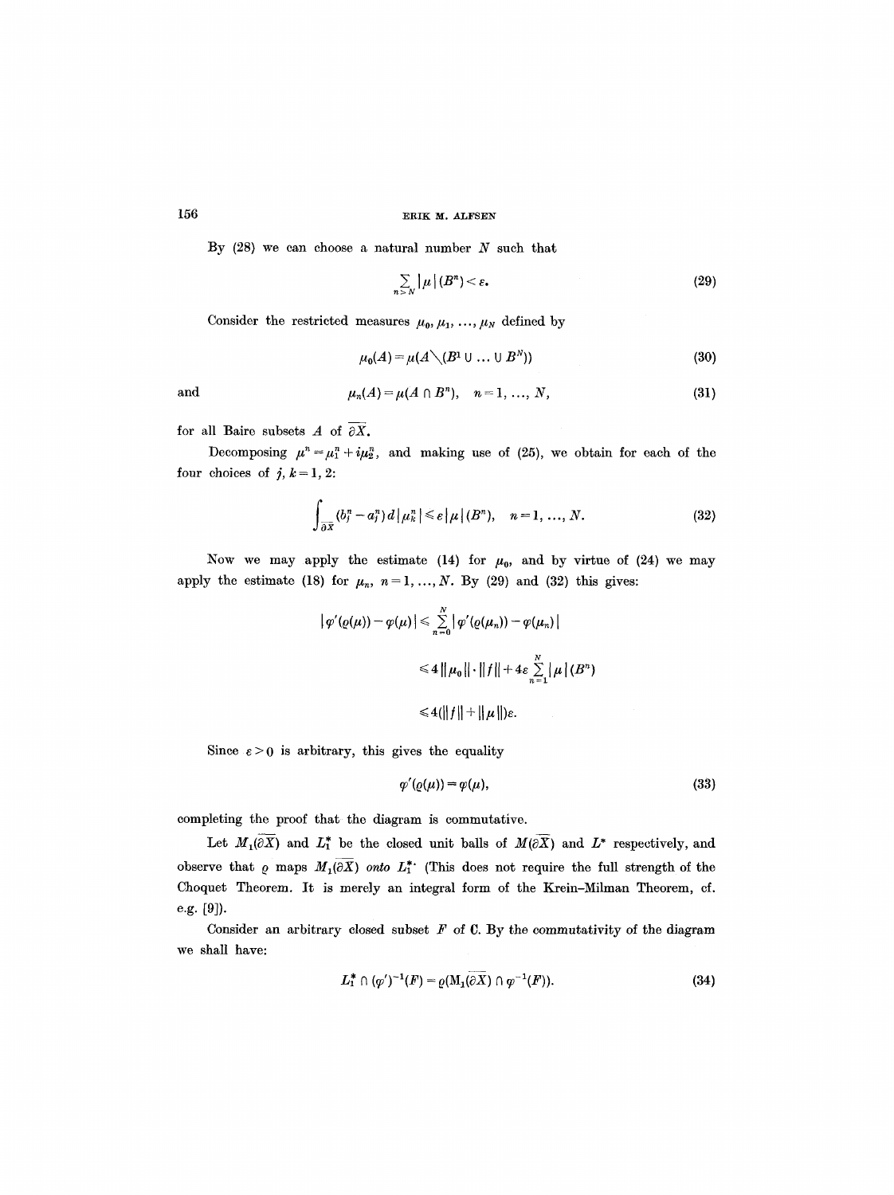By (28) we can choose a natural number $N$ such that

$$\sum_{n>N} |\mu|(B^n) < \varepsilon. \tag{29}$$

Consider the restricted measures $\mu_0, \mu_1, \ldots, \mu_N$ defined by

$$\mu_0(A) = \mu(A \setminus (B^1 \cup \ldots \cup B^N)) \tag{30}$$

and

$$\mu_n(A) = \mu(A \cap B^n), \quad n = 1, \ldots, N, \tag{31}$$

for all Baire subsets $A$ of $\overline{\partial X}$.

Decomposing $\mu^n = \mu_1^n + i\mu_2^n$, and making use of (25), we obtain for each of the four choices of $j, k = 1, 2$:

$$\int_{\overline{\partial X}} (b_j^n - a_j^n)\, d|\mu_k^n| \leqslant \varepsilon |\mu|(B^n), \quad n = 1, \ldots, N. \tag{32}$$

Now we may apply the estimate (14) for $\mu_0$, and by virtue of (24) we may apply the estimate (18) for $\mu_n$, $n = 1, \ldots, N$. By (29) and (32) this gives:

$$
\begin{aligned}
|\varphi'(\varrho(\mu)) - \varphi(\mu)| &\leqslant \sum_{n=0}^{N} |\varphi'(\varrho(\mu_n)) - \varphi(\mu_n)| \\
&\leqslant 4\|\mu_0\| \cdot \|f\| + 4\varepsilon \sum_{n=1}^{N} |\mu|(B^n) \\
&\leqslant 4(\|f\| + \|\mu\|)\varepsilon.
\end{aligned}
$$

Since $\varepsilon > 0$ is arbitrary, this gives the equality

$$\varphi'(\varrho(\mu)) = \varphi(\mu), \tag{33}$$

completing the proof that the diagram is commutative.

Let $M_1(\overline{\partial X})$ and $L_1^*$ be the closed unit balls of $M(\overline{\partial X})$ and $L^*$ respectively, and observe that $\varrho$ maps $M_1(\overline{\partial X})$ *onto* $L_1^*$. (This does not require the full strength of the Choquet Theorem. It is merely an integral form of the Krein–Milman Theorem, cf. e.g. [9]).

Consider an arbitrary closed subset $F$ of $\mathbf{C}$. By the commutativity of the diagram we shall have:

$$L_1^* \cap (\varphi')^{-1}(F) = \varrho(M_1(\overline{\partial X}) \cap \varphi^{-1}(F)). \tag{34}$$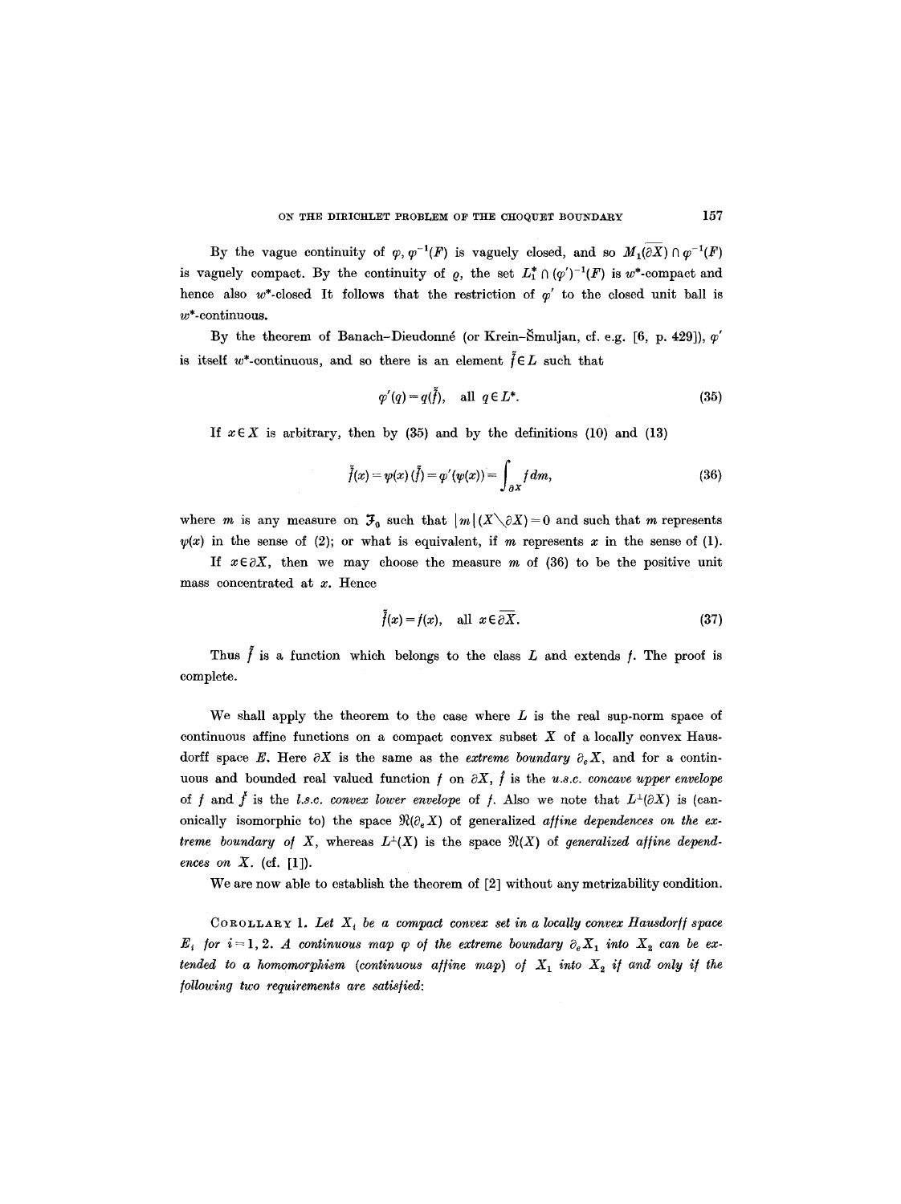By the vague continuity of $\varphi$, $\varphi^{-1}(F)$ is vaguely closed, and so $M_1(\overline{\partial X}) \cap \varphi^{-1}(F)$ is vaguely compact. By the continuity of $\varrho$, the set $L_1^* \cap (\varphi')^{-1}(F)$ is $w^*$-compact and hence also $w^*$-closed It follows that the restriction of $\varphi'$ to the closed unit ball is $w^*$-continuous.

By the theorem of Banach–Dieudonné (or Krein–Šmuljan, cf. e.g. [6, p. 429]), $\varphi'$ is itself $w^*$-continuous, and so there is an element $\bar{\bar{f}} \in L$ such that

$$\varphi'(q) = q(\bar{\bar{f}}), \quad \text{all } q \in L^*. \tag{35}$$

If $x \in X$ is arbitrary, then by (35) and by the definitions (10) and (13)

$$\bar{\bar{f}}(x) = \psi(x)(\bar{\bar{f}}) = \varphi'(\psi(x)) = \int_{\partial X} f\,dm, \tag{36}$$

where $m$ is any measure on $\mathfrak{F}_0$ such that $|m|(X \setminus \partial X) = 0$ and such that $m$ represents $\psi(x)$ in the sense of (2); or what is equivalent, if $m$ represents $x$ in the sense of (1).

If $x \in \partial X$, then we may choose the measure $m$ of (36) to be the positive unit mass concentrated at $x$. Hence

$$\bar{\bar{f}}(x) = f(x), \quad \text{all } x \in \overline{\partial X}. \tag{37}$$

Thus $\bar{\bar{f}}$ is a function which belongs to the class $L$ and extends $f$. The proof is complete.

We shall apply the theorem to the case where $L$ is the real sup-norm space of continuous affine functions on a compact convex subset $X$ of a locally convex Hausdorff space $E$. Here $\partial X$ is the same as the *extreme boundary* $\partial_e X$, and for a continuous and bounded real valued function $f$ on $\partial X$, $\bar{f}$ is the *u.s.c. concave upper envelope* of $f$ and $\underline{f}$ is the *l.s.c. convex lower envelope* of $f$. Also we note that $L^{\perp}(\partial X)$ is (canonically isomorphic to) the space $\mathfrak{N}(\partial_e X)$ of generalized *affine dependences on the extreme boundary of* $X$, whereas $L^{\perp}(X)$ is the space $\mathfrak{N}(X)$ of *generalized affine dependences on* $X$. (cf. [1]).

We are now able to establish the theorem of [2] without any metrizability condition.

COROLLARY 1. *Let $X_i$ be a compact convex set in a locally convex Hausdorff space $E_i$ for $i = 1, 2$. A continuous map $\varphi$ of the extreme boundary $\partial_e X_1$ into $X_2$ can be extended to a homomorphism (continuous affine map) of $X_1$ into $X_2$ if and only if the following two requirements are satisfied:*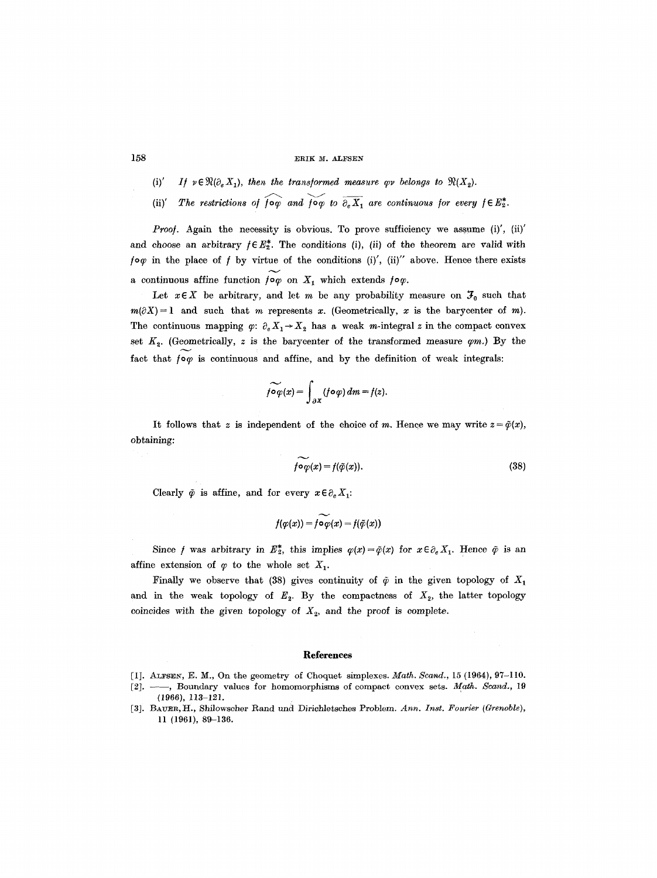(i)′ *If* $\nu \in \mathfrak{N}(\partial_e X_1)$, *then the transformed measure* $\varphi\nu$ *belongs to* $\mathfrak{N}(X_2)$.

(ii)′ *The restrictions of* $\widehat{f\circ\varphi}$ *and* $\widecheck{f\circ\varphi}$ *to* $\overline{\partial_e X_1}$ *are continuous for every* $f \in E_2^*$.

*Proof*. Again the necessity is obvious. To prove sufficiency we assume (i)′, (ii)′ and choose an arbitrary $f \in E_2^*$. The conditions (i), (ii) of the theorem are valid with $f\circ\varphi$ in the place of $f$ by virtue of the conditions (i)′, (ii)″ above. Hence there exists a continuous affine function $\widetilde{f\circ\varphi}$ on $X_1$ which extends $f\circ\varphi$.

Let $x \in X$ be arbitrary, and let $m$ be any probability measure on $\mathcal{F}_0$ such that $m(\partial X) = 1$ and such that $m$ represents $x$. (Geometrically, $x$ is the barycenter of $m$). The continuous mapping $\varphi: \partial_e X_1 \to X_2$ has a weak $m$-integral $z$ in the compact convex set $K_2$. (Geometrically, $z$ is the barycenter of the transformed measure $\varphi m$.) By the fact that $\widetilde{f\circ\varphi}$ is continuous and affine, and by the definition of weak integrals:

$$\widetilde{f\circ\varphi}(x) = \int_{\partial X} (f\circ\varphi)\, dm = f(z).$$

It follows that $z$ is independent of the choice of $m$. Hence we may write $z = \tilde{\varphi}(x)$, obtaining:

$$\widetilde{f\circ\varphi}(x) = f(\tilde{\varphi}(x)). \tag{38}$$

Clearly $\tilde{\varphi}$ is affine, and for every $x \in \partial_e X_1$:

$$f(\varphi(x)) = \widetilde{f\circ\varphi}(x) = f(\tilde{\varphi}(x))$$

Since $f$ was arbitrary in $E_2^*$, this implies $\varphi(x) = \tilde{\varphi}(x)$ for $x \in \partial_e X_1$. Hence $\tilde{\varphi}$ is an affine extension of $\varphi$ to the whole set $X_1$.

Finally we observe that (38) gives continuity of $\tilde{\varphi}$ in the given topology of $X_1$ and in the weak topology of $E_2$. By the compactness of $X_2$, the latter topology coincides with the given topology of $X_2$, and the proof is complete.

## References

[1]. Alfsen, E. M., On the geometry of Choquet simplexes. *Math. Scand.*, 15 (1964), 97–110.

[2]. ——, Boundary values for homomorphisms of compact convex sets. *Math. Scand.*, 19 (1966), 113–121.

[3]. Bauer, H., Shilowscher Rand und Dirichletsches Problem. *Ann. Inst. Fourier (Grenoble)*, 11 (1961), 89–136.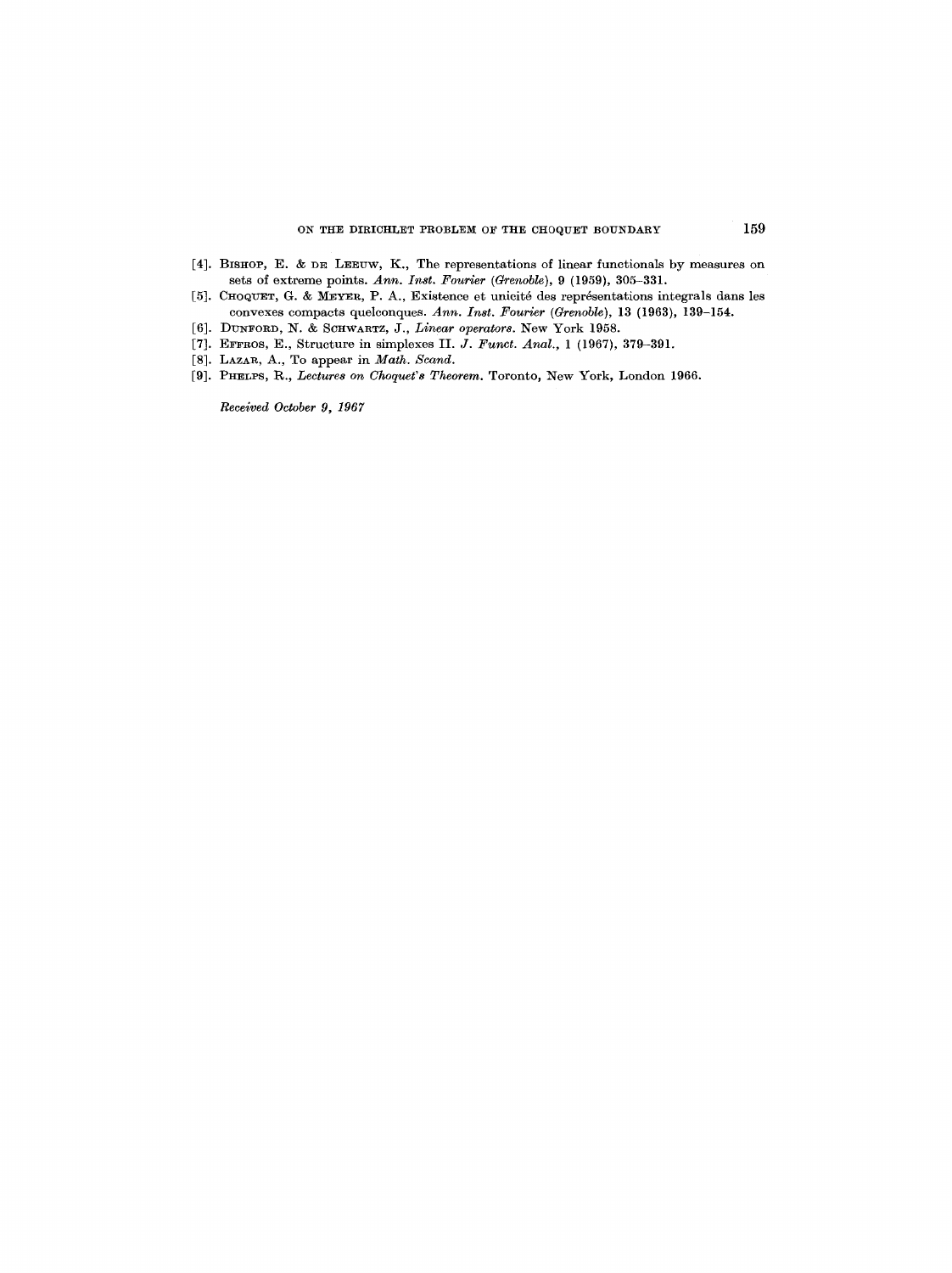[4]. Bishop, E. & de Leeuw, K., The representations of linear functionals by measures on sets of extreme points. *Ann. Inst. Fourier (Grenoble)*, 9 (1959), 305–331.

[5]. Choquet, G. & Meyer, P. A., Existence et unicité des représentations integrals dans les convexes compacts quelconques. *Ann. Inst. Fourier (Grenoble)*, 13 (1963), 139–154.

[6]. Dunford, N. & Schwartz, J., *Linear operators*. New York 1958.

[7]. Effros, E., Structure in simplexes II. *J. Funct. Anal.*, 1 (1967), 379–391.

[8]. Lazar, A., To appear in *Math. Scand.*

[9]. Phelps, R., *Lectures on Choquet's Theorem*. Toronto, New York, London 1966.

*Received October 9, 1967*